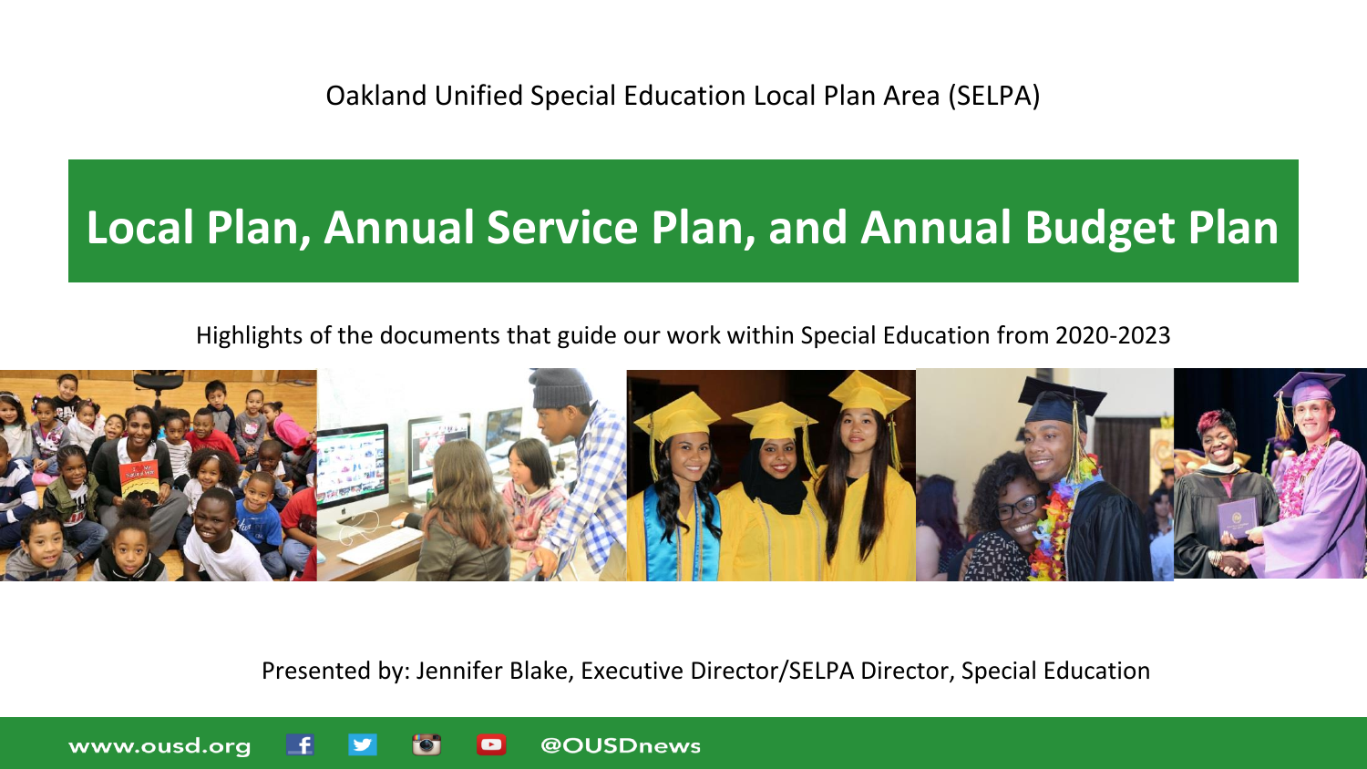Oakland Unified Special Education Local Plan Area (SELPA)

# Local Plan, Annual Service Plan, and Annual Budget Plan

Highlights of the documents that guide our work within Special Education from 2020-2023

Presented by: Jennifer Blake, Executive Director/SELPA Director, Special Education

www.ousd.org @OUSDnews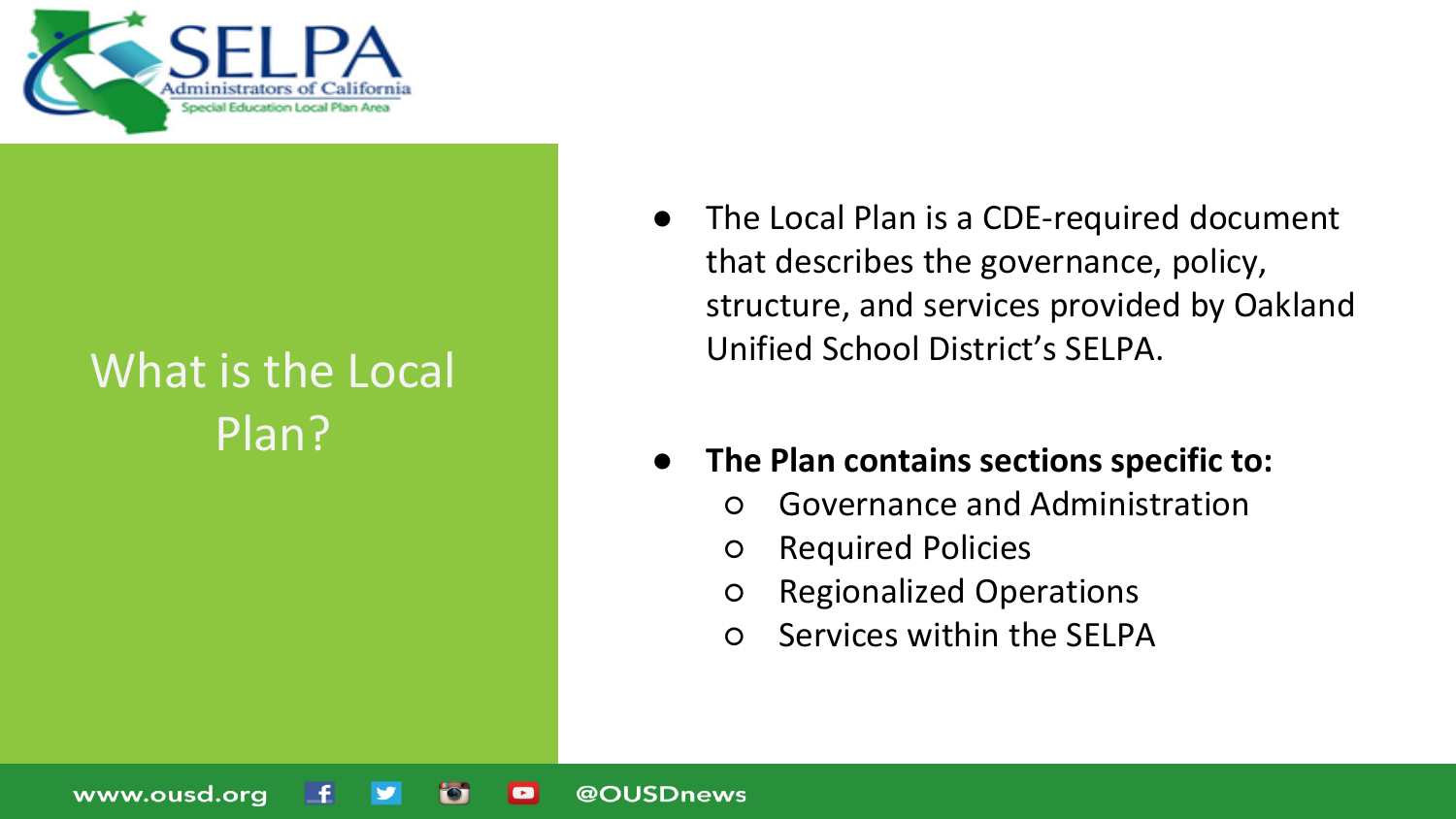# What is the Local Plan?

- The Local Plan is a CDE-required document that describes the governance, policy, structure, and services provided by Oakland Unified School District's SELPA.

- **The Plan contains sections specific to:**
  - Governance and Administration
  - Required Policies
  - Regionalized Operations
  - Services within the SELPA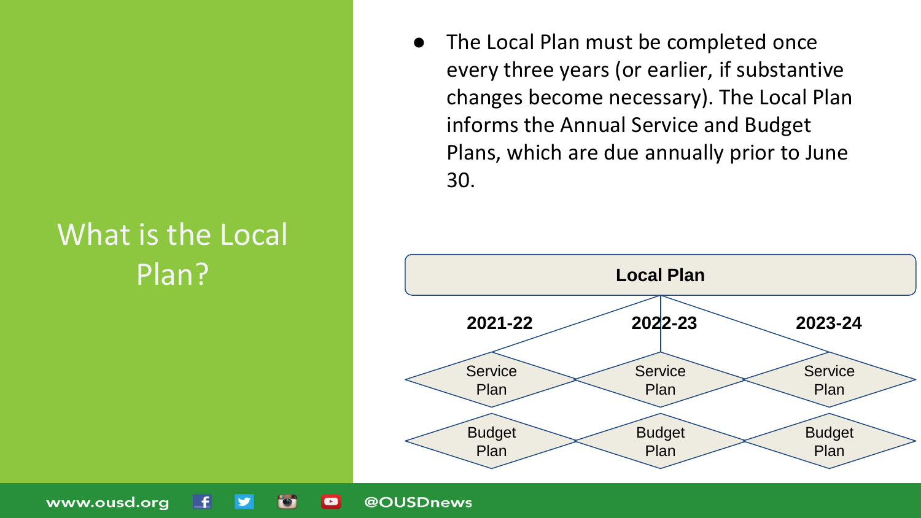# What is the Local Plan?

- The Local Plan must be completed once every three years (or earlier, if substantive changes become necessary). The Local Plan informs the Annual Service and Budget Plans, which are due annually prior to June 30.

**Local Plan**

| **2021-22** | **2022-23** | **2023-24** |
| --- | --- | --- |
| Service Plan | Service Plan | Service Plan |
| Budget Plan | Budget Plan | Budget Plan |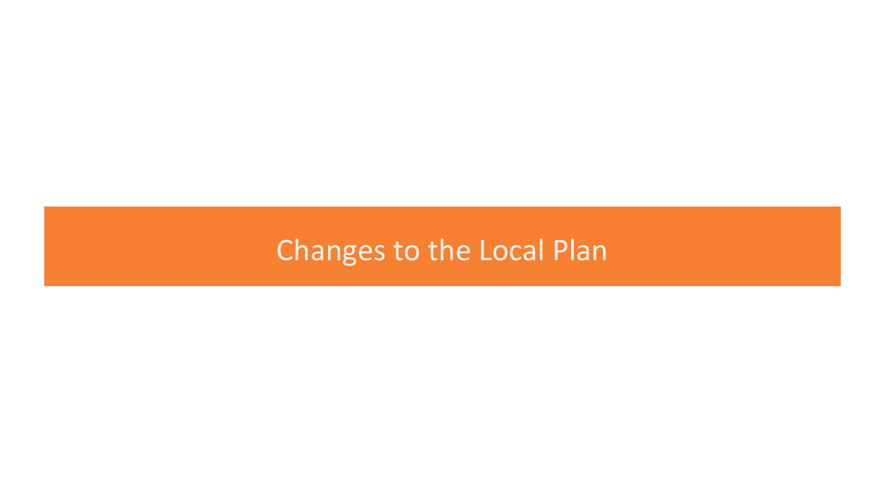# Changes to the Local Plan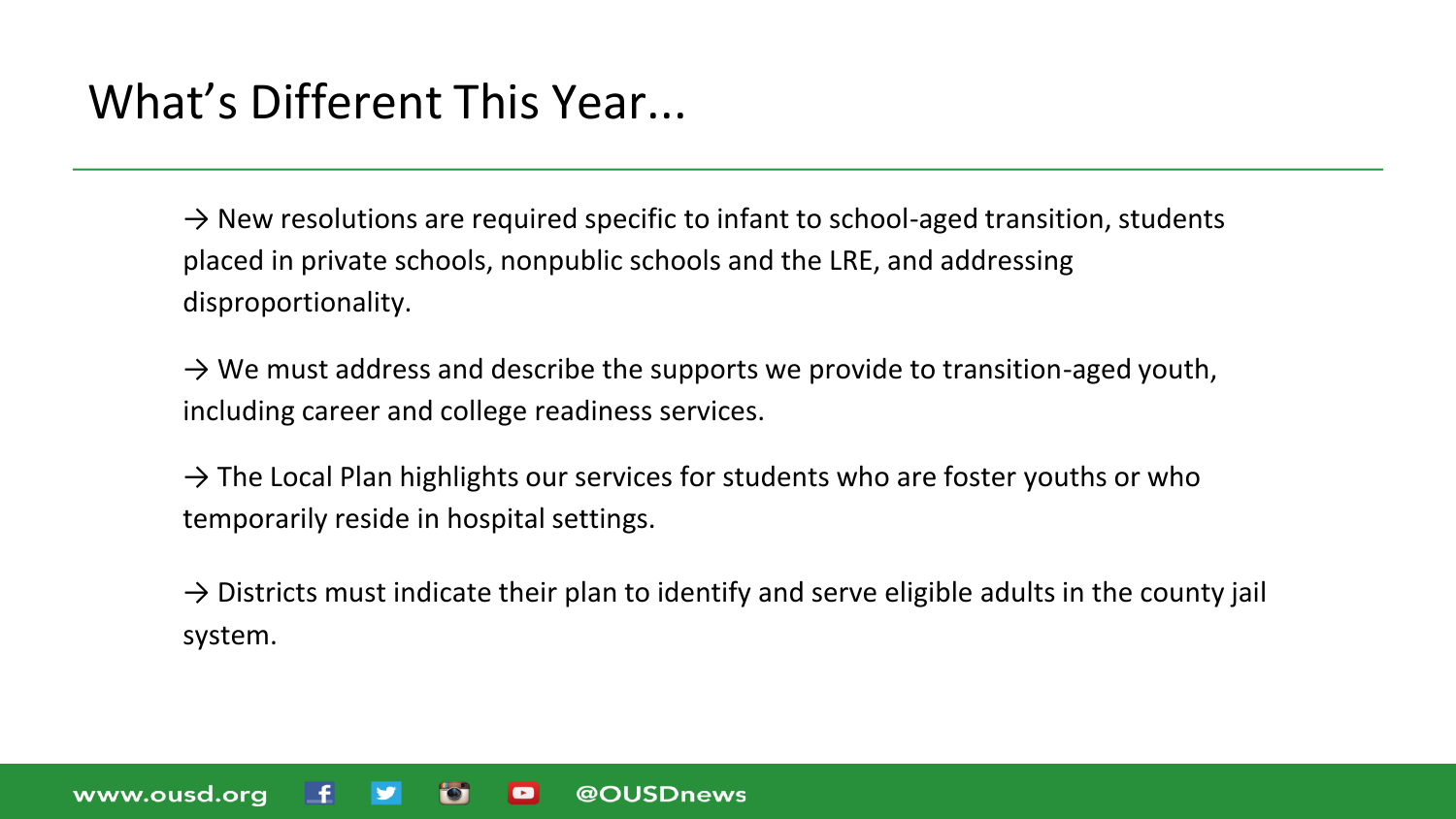# What's Different This Year...

→ New resolutions are required specific to infant to school-aged transition, students placed in private schools, nonpublic schools and the LRE, and addressing disproportionality.

→ We must address and describe the supports we provide to transition-aged youth, including career and college readiness services.

→ The Local Plan highlights our services for students who are foster youths or who temporarily reside in hospital settings.

→ Districts must indicate their plan to identify and serve eligible adults in the county jail system.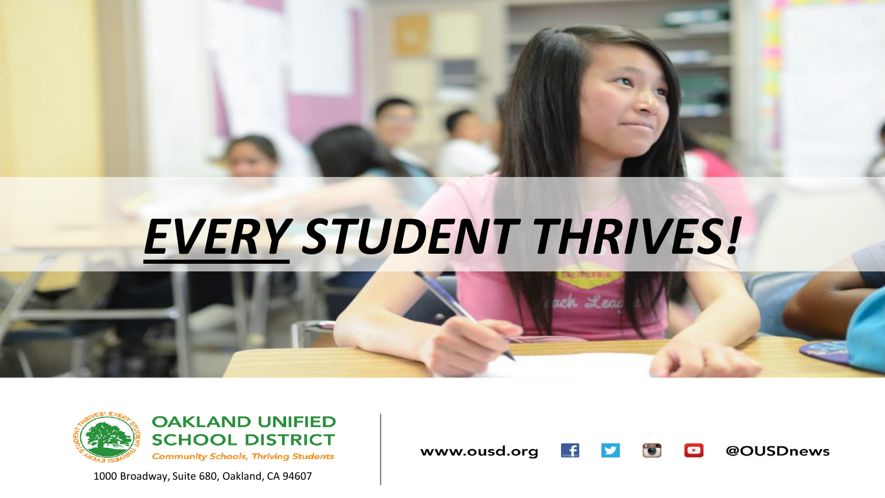# *<u>EVERY</u> STUDENT THRIVES!*

**OAKLAND UNIFIED SCHOOL DISTRICT**

*Community Schools, Thriving Students*

1000 Broadway, Suite 680, Oakland, CA 94607

www.ousd.org @OUSDnews